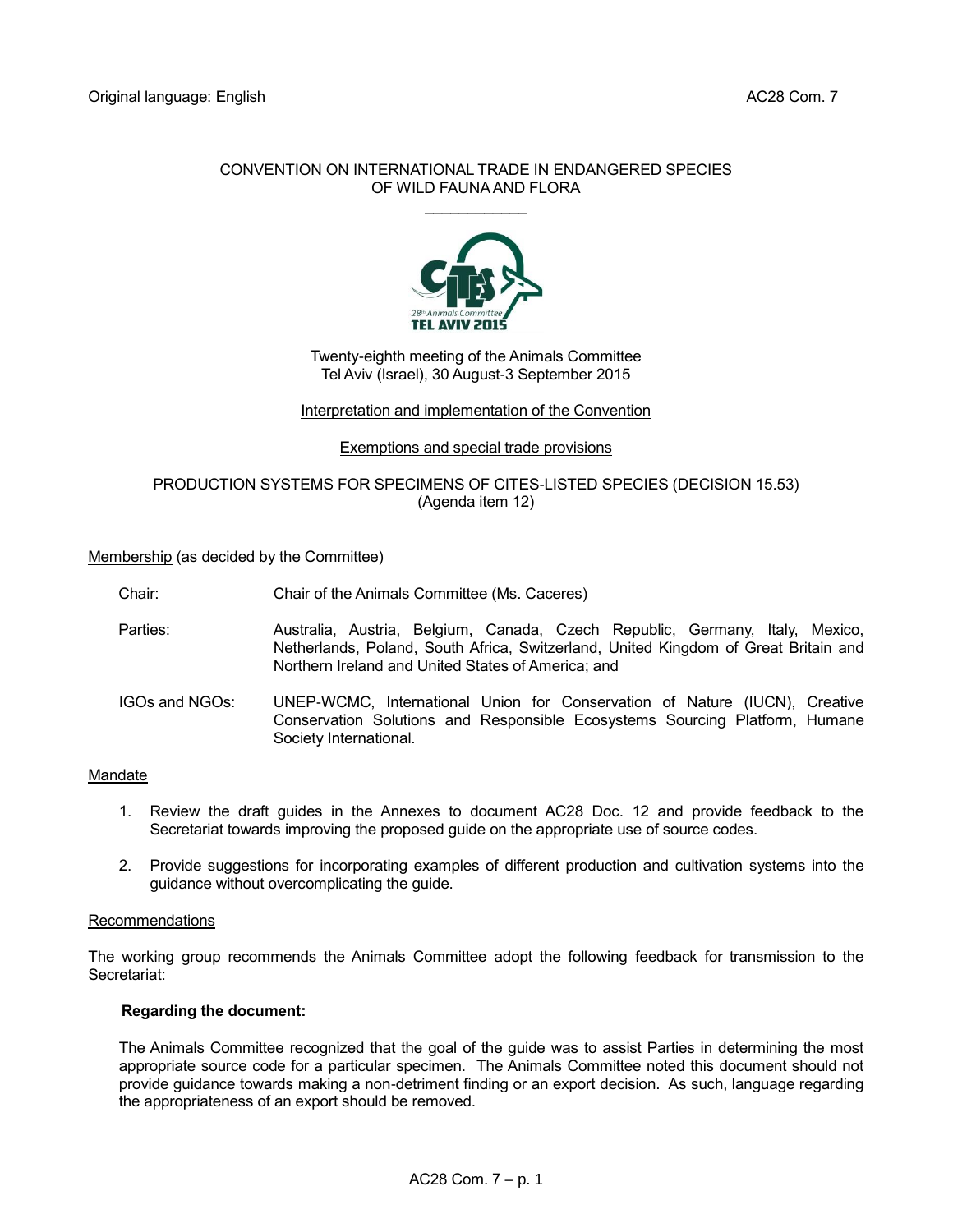Original language: English AC28 Com. 7

CONVENTION ON INTERNATIONAL TRADE IN ENDANGERED SPECIES
OF WILD FAUNA AND FLORA

\_\_\_\_\_\_\_\_\_\_\_\_

Twenty-eighth meeting of the Animals Committee
Tel Aviv (Israel), 30 August-3 September 2015

Interpretation and implementation of the Convention

Exemptions and special trade provisions

PRODUCTION SYSTEMS FOR SPECIMENS OF CITES-LISTED SPECIES (DECISION 15.53)
(Agenda item 12)

Membership (as decided by the Committee)

Chair: Chair of the Animals Committee (Ms. Caceres)

Parties: Australia, Austria, Belgium, Canada, Czech Republic, Germany, Italy, Mexico, Netherlands, Poland, South Africa, Switzerland, United Kingdom of Great Britain and Northern Ireland and United States of America; and

IGOs and NGOs: UNEP-WCMC, International Union for Conservation of Nature (IUCN), Creative Conservation Solutions and Responsible Ecosystems Sourcing Platform, Humane Society International.

Mandate

1. Review the draft guides in the Annexes to document AC28 Doc. 12 and provide feedback to the Secretariat towards improving the proposed guide on the appropriate use of source codes.

2. Provide suggestions for incorporating examples of different production and cultivation systems into the guidance without overcomplicating the guide.

Recommendations

The working group recommends the Animals Committee adopt the following feedback for transmission to the Secretariat:

**Regarding the document:**

The Animals Committee recognized that the goal of the guide was to assist Parties in determining the most appropriate source code for a particular specimen. The Animals Committee noted this document should not provide guidance towards making a non-detriment finding or an export decision. As such, language regarding the appropriateness of an export should be removed.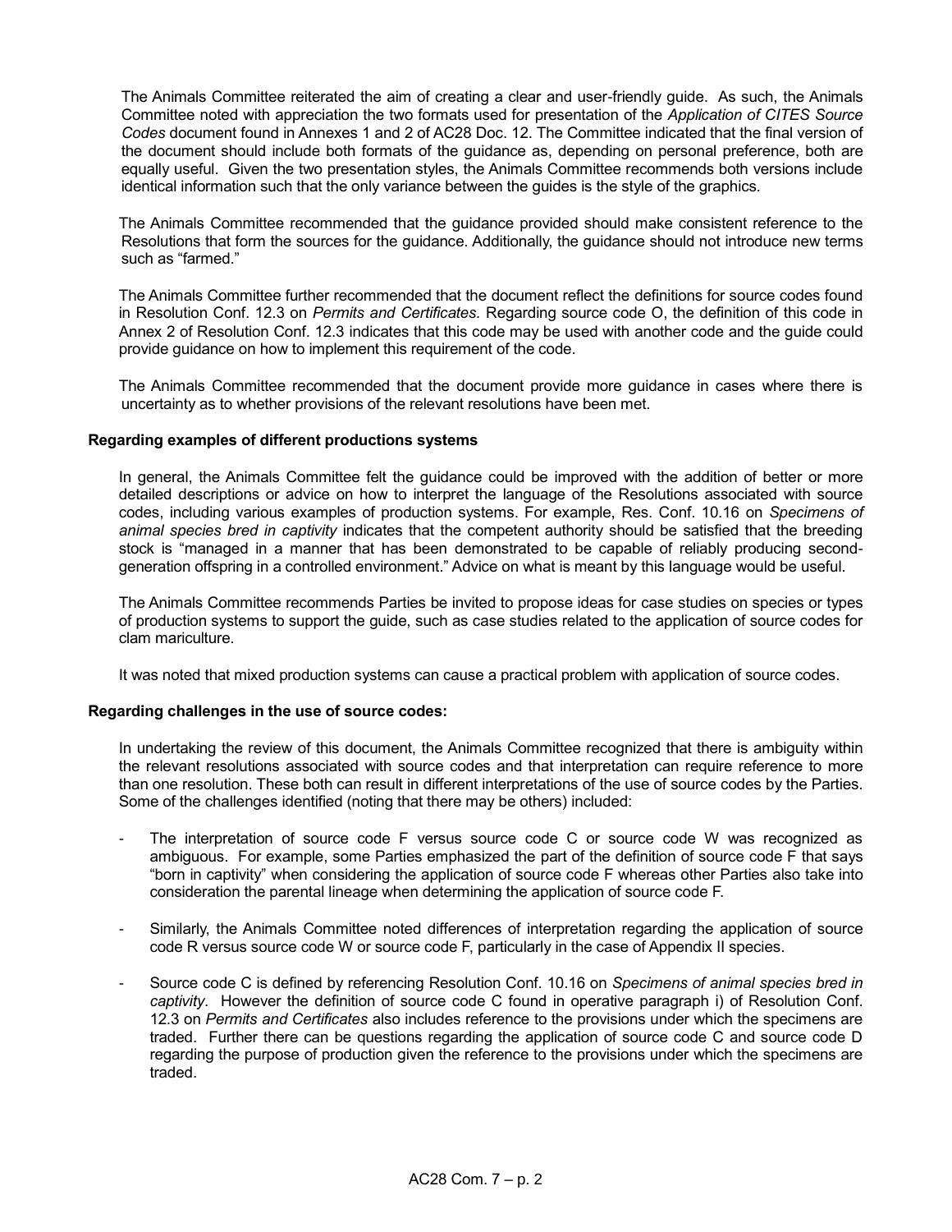The Animals Committee reiterated the aim of creating a clear and user-friendly guide. As such, the Animals Committee noted with appreciation the two formats used for presentation of the *Application of CITES Source Codes* document found in Annexes 1 and 2 of AC28 Doc. 12. The Committee indicated that the final version of the document should include both formats of the guidance as, depending on personal preference, both are equally useful. Given the two presentation styles, the Animals Committee recommends both versions include identical information such that the only variance between the guides is the style of the graphics.

The Animals Committee recommended that the guidance provided should make consistent reference to the Resolutions that form the sources for the guidance. Additionally, the guidance should not introduce new terms such as "farmed."

The Animals Committee further recommended that the document reflect the definitions for source codes found in Resolution Conf. 12.3 on *Permits and Certificates.* Regarding source code O, the definition of this code in Annex 2 of Resolution Conf. 12.3 indicates that this code may be used with another code and the guide could provide guidance on how to implement this requirement of the code.

The Animals Committee recommended that the document provide more guidance in cases where there is uncertainty as to whether provisions of the relevant resolutions have been met.

**Regarding examples of different productions systems**

In general, the Animals Committee felt the guidance could be improved with the addition of better or more detailed descriptions or advice on how to interpret the language of the Resolutions associated with source codes, including various examples of production systems. For example, Res. Conf. 10.16 on *Specimens of animal species bred in captivity* indicates that the competent authority should be satisfied that the breeding stock is "managed in a manner that has been demonstrated to be capable of reliably producing second-generation offspring in a controlled environment." Advice on what is meant by this language would be useful.

The Animals Committee recommends Parties be invited to propose ideas for case studies on species or types of production systems to support the guide, such as case studies related to the application of source codes for clam mariculture.

It was noted that mixed production systems can cause a practical problem with application of source codes.

**Regarding challenges in the use of source codes:**

In undertaking the review of this document, the Animals Committee recognized that there is ambiguity within the relevant resolutions associated with source codes and that interpretation can require reference to more than one resolution. These both can result in different interpretations of the use of source codes by the Parties. Some of the challenges identified (noting that there may be others) included:

- The interpretation of source code F versus source code C or source code W was recognized as ambiguous. For example, some Parties emphasized the part of the definition of source code F that says "born in captivity" when considering the application of source code F whereas other Parties also take into consideration the parental lineage when determining the application of source code F.
- Similarly, the Animals Committee noted differences of interpretation regarding the application of source code R versus source code W or source code F, particularly in the case of Appendix II species.
- Source code C is defined by referencing Resolution Conf. 10.16 on *Specimens of animal species bred in captivity*. However the definition of source code C found in operative paragraph i) of Resolution Conf. 12.3 on *Permits and Certificates* also includes reference to the provisions under which the specimens are traded. Further there can be questions regarding the application of source code C and source code D regarding the purpose of production given the reference to the provisions under which the specimens are traded.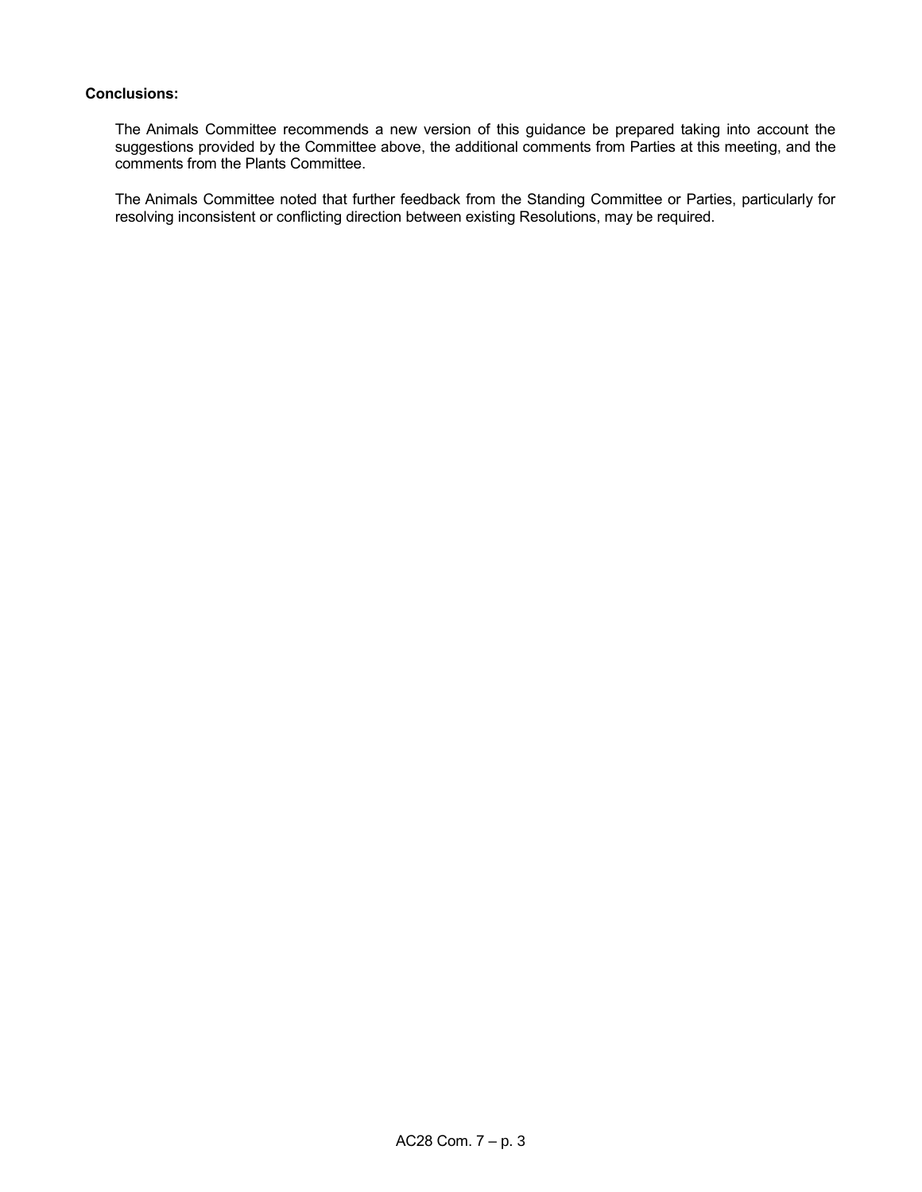**Conclusions:**

The Animals Committee recommends a new version of this guidance be prepared taking into account the suggestions provided by the Committee above, the additional comments from Parties at this meeting, and the comments from the Plants Committee.

The Animals Committee noted that further feedback from the Standing Committee or Parties, particularly for resolving inconsistent or conflicting direction between existing Resolutions, may be required.